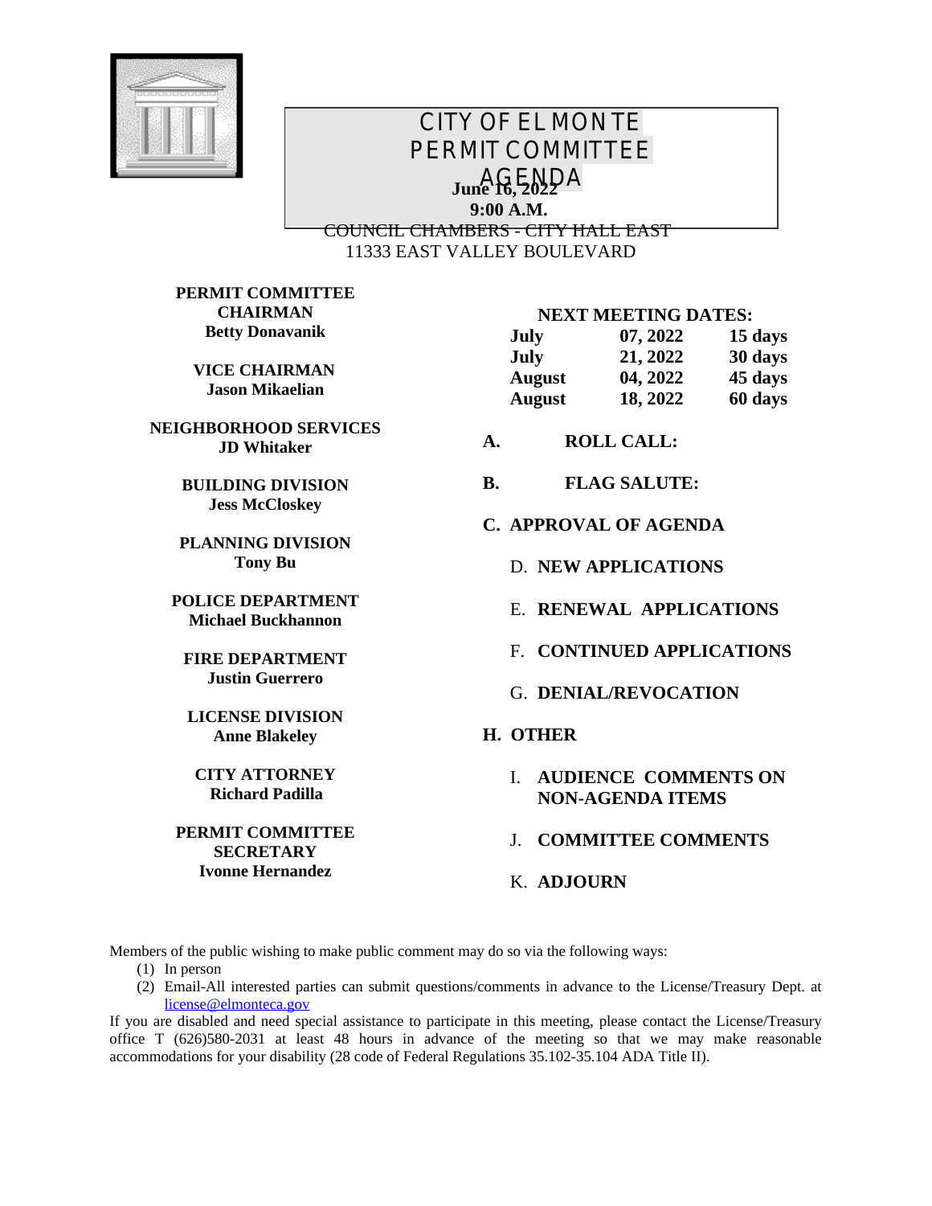# CITY OF EL MONTE
# PERMIT COMMITTEE
# AGENDA

**June 16, 2022**
**9:00 A.M.**

COUNCIL CHAMBERS - CITY HALL EAST
11333 EAST VALLEY BOULEVARD

**PERMIT COMMITTEE CHAIRMAN**
**Betty Donavanik**

**VICE CHAIRMAN**
**Jason Mikaelian**

**NEIGHBORHOOD SERVICES**
**JD Whitaker**

**BUILDING DIVISION**
**Jess McCloskey**

**PLANNING DIVISION**
**Tony Bu**

**POLICE DEPARTMENT**
**Michael Buckhannon**

**FIRE DEPARTMENT**
**Justin Guerrero**

**LICENSE DIVISION**
**Anne Blakeley**

**CITY ATTORNEY**
**Richard Padilla**

**PERMIT COMMITTEE SECRETARY**
**Ivonne Hernandez**

**NEXT MEETING DATES:**

| | | |
|---|---|---|
| **July** | **07, 2022** | **15 days** |
| **July** | **21, 2022** | **30 days** |
| **August** | **04, 2022** | **45 days** |
| **August** | **18, 2022** | **60 days** |

**A. ROLL CALL:**

**B. FLAG SALUTE:**

**C. APPROVAL OF AGENDA**

D. **NEW APPLICATIONS**

E. **RENEWAL APPLICATIONS**

F. **CONTINUED APPLICATIONS**

G. **DENIAL/REVOCATION**

**H. OTHER**

I. **AUDIENCE COMMENTS ON NON-AGENDA ITEMS**

J. **COMMITTEE COMMENTS**

K. **ADJOURN**

Members of the public wishing to make public comment may do so via the following ways:

(1) In person
(2) Email-All interested parties can submit questions/comments in advance to the License/Treasury Dept. at license@elmonteca.gov

If you are disabled and need special assistance to participate in this meeting, please contact the License/Treasury office T (626)580-2031 at least 48 hours in advance of the meeting so that we may make reasonable accommodations for your disability (28 code of Federal Regulations 35.102-35.104 ADA Title II).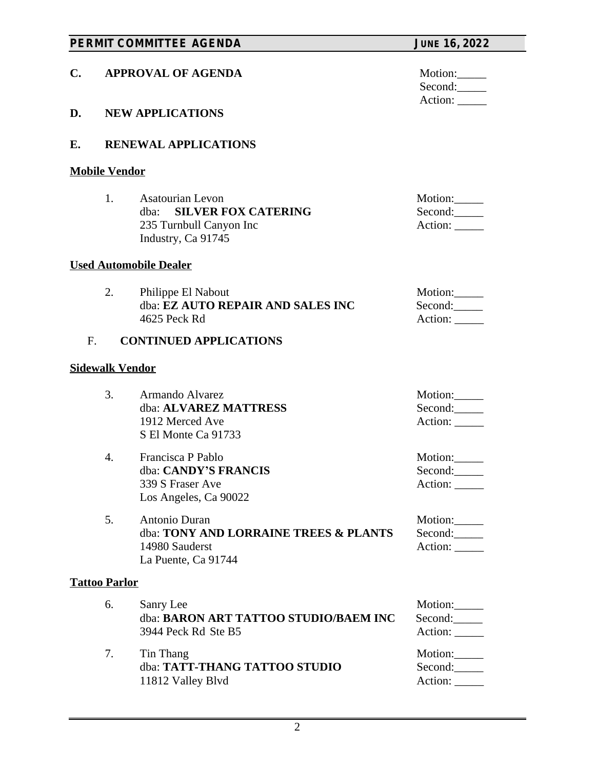**C. APPROVAL OF AGENDA**

Motion:_____
Second:_____
Action: _____

**D. NEW APPLICATIONS**

**E. RENEWAL APPLICATIONS**

**Mobile Vendor**

1. Asatourian Levon
   dba: **SILVER FOX CATERING**
   235 Turnbull Canyon Inc
   Industry, Ca 91745

   Motion:_____
   Second:_____
   Action: _____

**Used Automobile Dealer**

2. Philippe El Nabout
   dba: **EZ AUTO REPAIR AND SALES INC**
   4625 Peck Rd

   Motion:_____
   Second:_____
   Action: _____

**F. CONTINUED APPLICATIONS**

**Sidewalk Vendor**

3. Armando Alvarez
   dba: **ALVAREZ MATTRESS**
   1912 Merced Ave
   S El Monte Ca 91733

   Motion:_____
   Second:_____
   Action: _____

4. Francisca P Pablo
   dba: **CANDY'S FRANCIS**
   339 S Fraser Ave
   Los Angeles, Ca 90022

   Motion:_____
   Second:_____
   Action: _____

5. Antonio Duran
   dba: **TONY AND LORRAINE TREES & PLANTS**
   14980 Sauderst
   La Puente, Ca 91744

   Motion:_____
   Second:_____
   Action: _____

**Tattoo Parlor**

6. Sanry Lee
   dba: **BARON ART TATTOO STUDIO/BAEM INC**
   3944 Peck Rd Ste B5

   Motion:_____
   Second:_____
   Action: _____

7. Tin Thang
   dba: **TATT-THANG TATTOO STUDIO**
   11812 Valley Blvd

   Motion:_____
   Second:_____
   Action: _____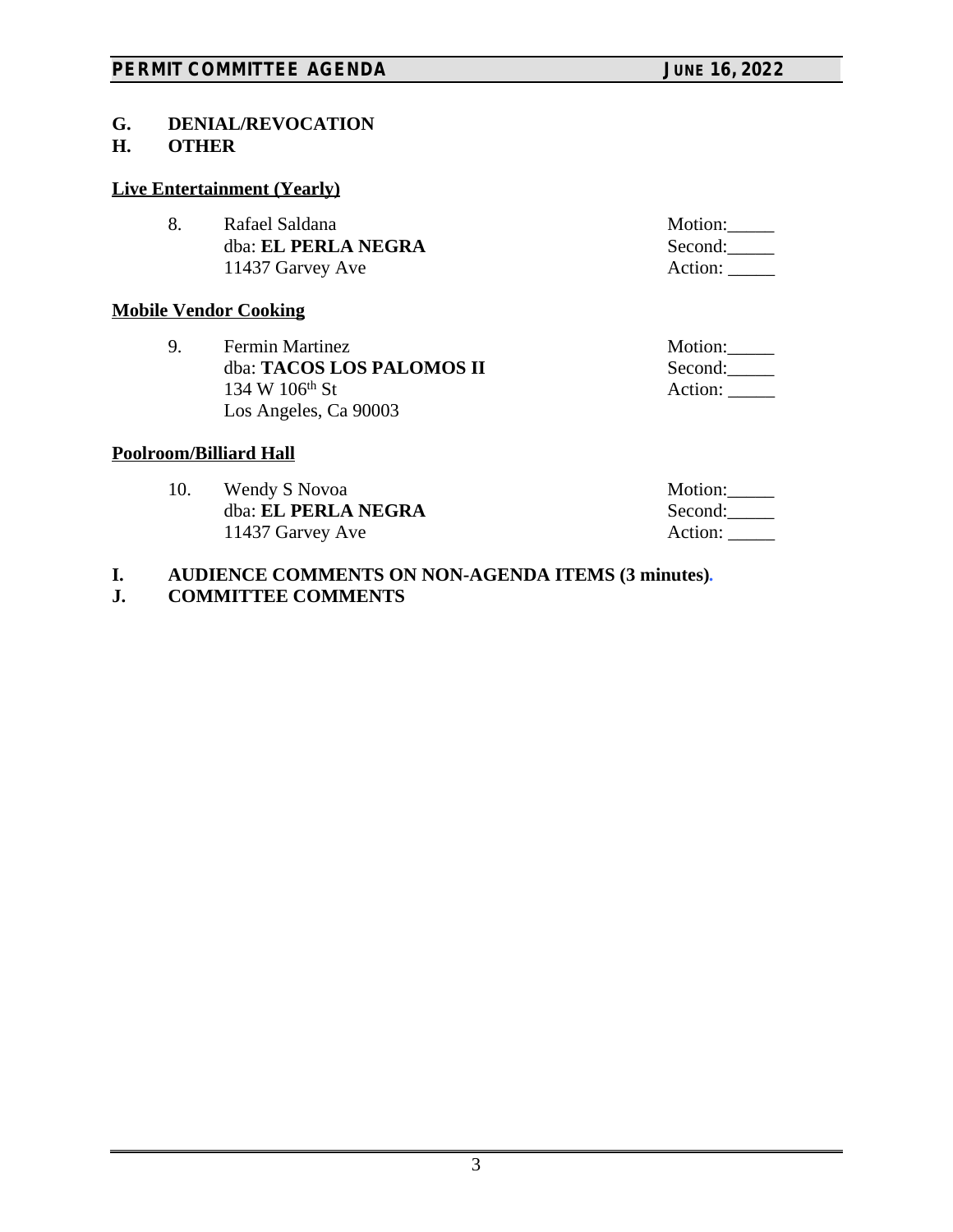**G. DENIAL/REVOCATION**

**H. OTHER**

**Live Entertainment (Yearly)**

8. Rafael Saldana
   dba: **EL PERLA NEGRA**
   11437 Garvey Ave

   Motion:_____
   Second:_____
   Action: _____

**Mobile Vendor Cooking**

9. Fermin Martinez
   dba: **TACOS LOS PALOMOS II**
   134 W 106th St
   Los Angeles, Ca 90003

   Motion:_____
   Second:_____
   Action: _____

**Poolroom/Billiard Hall**

10. Wendy S Novoa
    dba: **EL PERLA NEGRA**
    11437 Garvey Ave

    Motion:_____
    Second:_____
    Action: _____

**I. AUDIENCE COMMENTS ON NON-AGENDA ITEMS (3 minutes).**

**J. COMMITTEE COMMENTS**